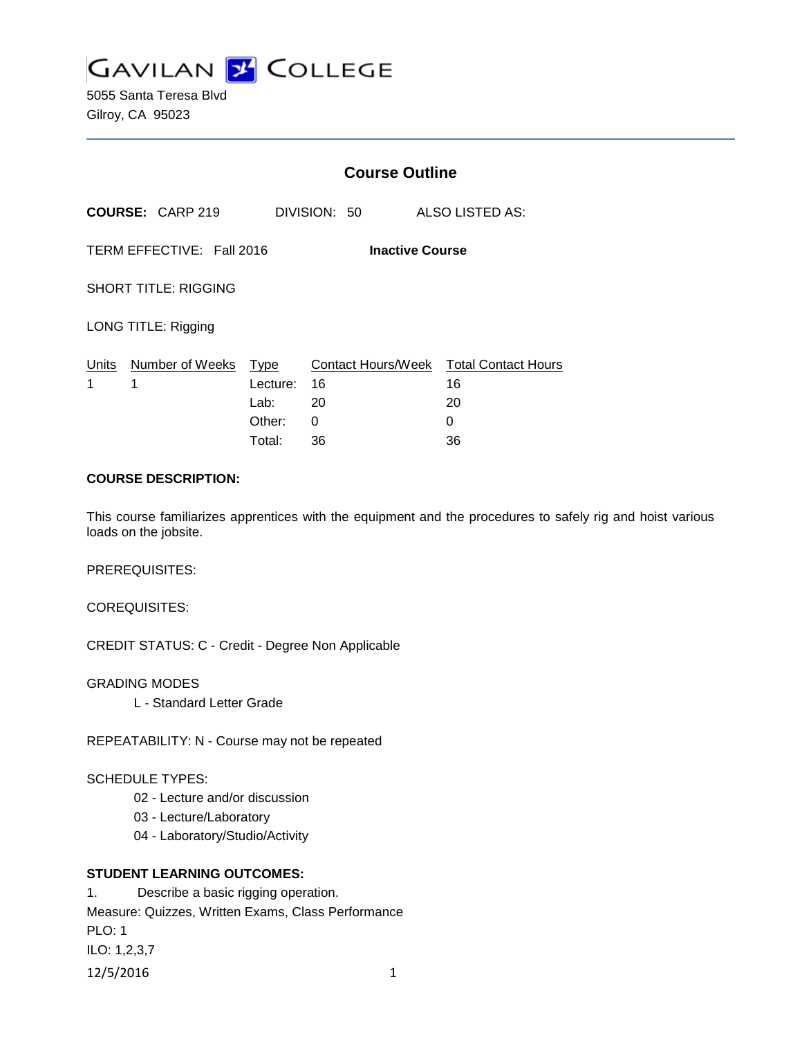# GAVILAN COLLEGE

5055 Santa Teresa Blvd
Gilroy, CA 95023

## Course Outline

**COURSE:** CARP 219 DIVISION: 50 ALSO LISTED AS:

TERM EFFECTIVE: Fall 2016 **Inactive Course**

SHORT TITLE: RIGGING

LONG TITLE: Rigging

| Units | Number of Weeks | Type | Contact Hours/Week | Total Contact Hours |
|---|---|---|---|---|
| 1 | 1 | Lecture: | 16 | 16 |
| | | Lab: | 20 | 20 |
| | | Other: | 0 | 0 |
| | | Total: | 36 | 36 |

**COURSE DESCRIPTION:**

This course familiarizes apprentices with the equipment and the procedures to safely rig and hoist various loads on the jobsite.

PREREQUISITES:

COREQUISITES:

CREDIT STATUS: C - Credit - Degree Non Applicable

GRADING MODES

L - Standard Letter Grade

REPEATABILITY: N - Course may not be repeated

SCHEDULE TYPES:

02 - Lecture and/or discussion
03 - Lecture/Laboratory
04 - Laboratory/Studio/Activity

**STUDENT LEARNING OUTCOMES:**

1. Describe a basic rigging operation.
Measure: Quizzes, Written Exams, Class Performance
PLO: 1
ILO: 1,2,3,7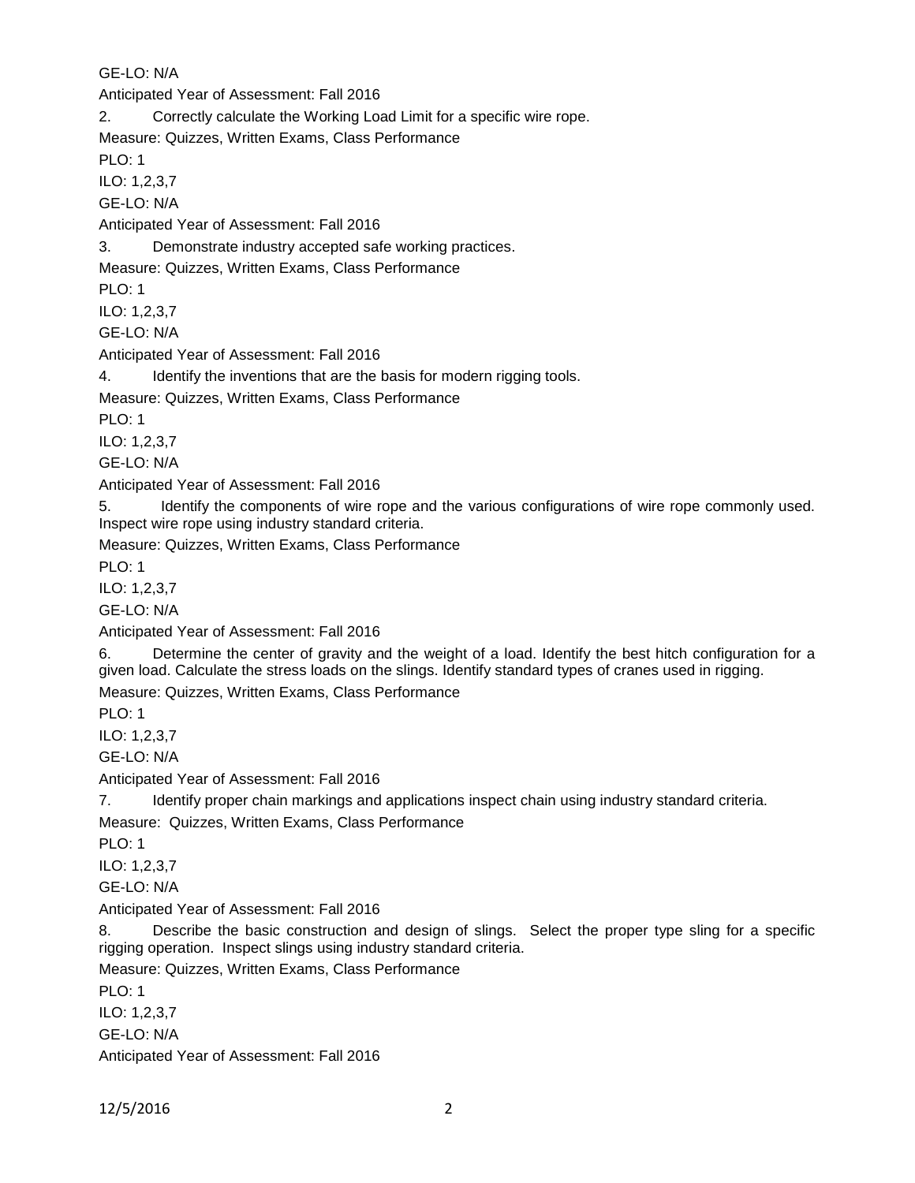GE-LO: N/A

Anticipated Year of Assessment: Fall 2016

2. Correctly calculate the Working Load Limit for a specific wire rope.

Measure: Quizzes, Written Exams, Class Performance

PLO: 1

ILO: 1,2,3,7

GE-LO: N/A

Anticipated Year of Assessment: Fall 2016

3. Demonstrate industry accepted safe working practices.

Measure: Quizzes, Written Exams, Class Performance

PLO: 1

ILO: 1,2,3,7

GE-LO: N/A

Anticipated Year of Assessment: Fall 2016

4. Identify the inventions that are the basis for modern rigging tools.

Measure: Quizzes, Written Exams, Class Performance

PLO: 1

ILO: 1,2,3,7

GE-LO: N/A

Anticipated Year of Assessment: Fall 2016

5. Identify the components of wire rope and the various configurations of wire rope commonly used. Inspect wire rope using industry standard criteria.

Measure: Quizzes, Written Exams, Class Performance

PLO: 1

ILO: 1,2,3,7

GE-LO: N/A

Anticipated Year of Assessment: Fall 2016

6. Determine the center of gravity and the weight of a load. Identify the best hitch configuration for a given load. Calculate the stress loads on the slings. Identify standard types of cranes used in rigging.

Measure: Quizzes, Written Exams, Class Performance

PLO: 1

ILO: 1,2,3,7

GE-LO: N/A

Anticipated Year of Assessment: Fall 2016

7. Identify proper chain markings and applications inspect chain using industry standard criteria.

Measure: Quizzes, Written Exams, Class Performance

PLO: 1

ILO: 1,2,3,7

GE-LO: N/A

Anticipated Year of Assessment: Fall 2016

8. Describe the basic construction and design of slings. Select the proper type sling for a specific rigging operation. Inspect slings using industry standard criteria.

Measure: Quizzes, Written Exams, Class Performance

PLO: 1

ILO: 1,2,3,7

GE-LO: N/A

Anticipated Year of Assessment: Fall 2016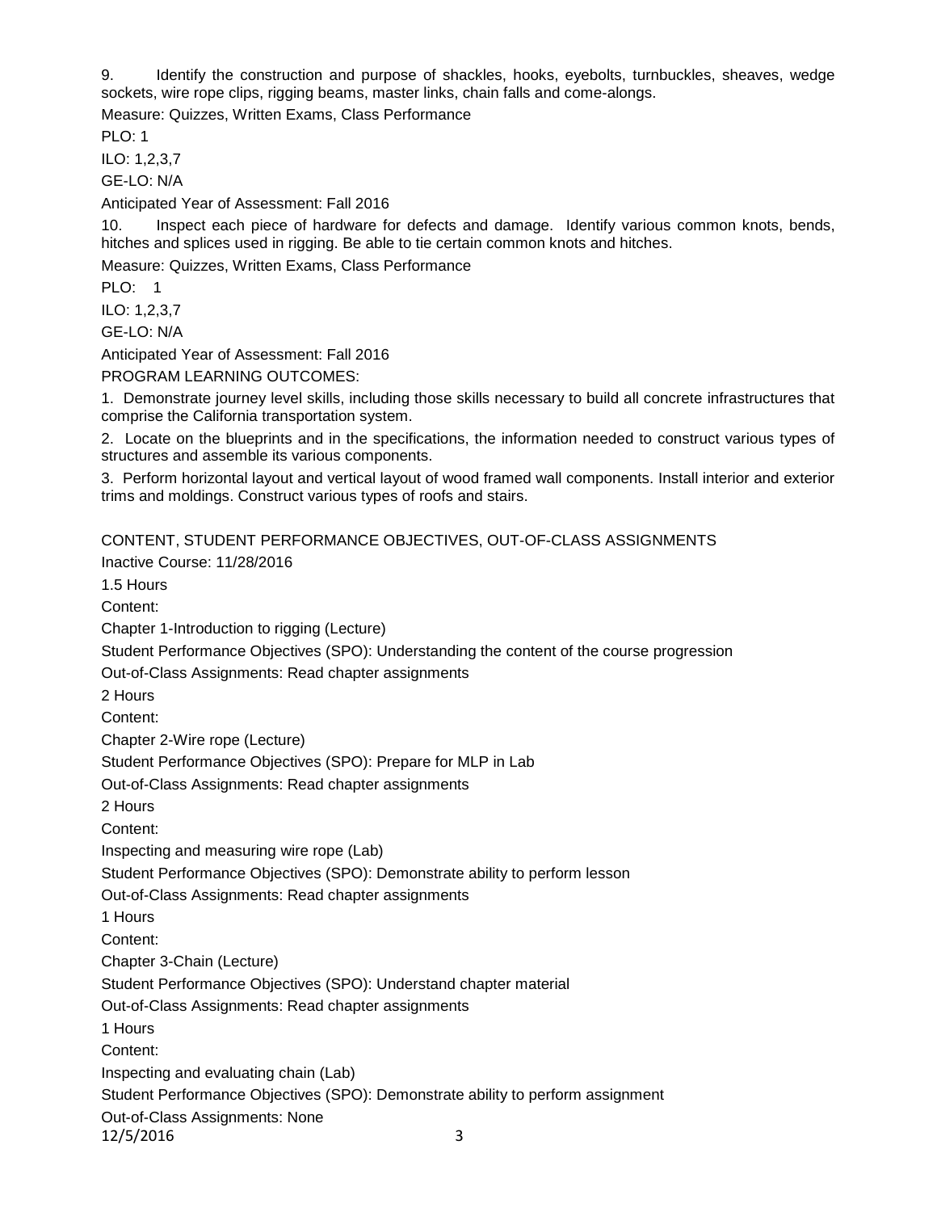9. Identify the construction and purpose of shackles, hooks, eyebolts, turnbuckles, sheaves, wedge sockets, wire rope clips, rigging beams, master links, chain falls and come-alongs.

Measure: Quizzes, Written Exams, Class Performance

PLO: 1

ILO: 1,2,3,7

GE-LO: N/A

Anticipated Year of Assessment: Fall 2016

10. Inspect each piece of hardware for defects and damage. Identify various common knots, bends, hitches and splices used in rigging. Be able to tie certain common knots and hitches.

Measure: Quizzes, Written Exams, Class Performance

PLO: 1

ILO: 1,2,3,7

GE-LO: N/A

Anticipated Year of Assessment: Fall 2016

PROGRAM LEARNING OUTCOMES:

1. Demonstrate journey level skills, including those skills necessary to build all concrete infrastructures that comprise the California transportation system.

2. Locate on the blueprints and in the specifications, the information needed to construct various types of structures and assemble its various components.

3. Perform horizontal layout and vertical layout of wood framed wall components. Install interior and exterior trims and moldings. Construct various types of roofs and stairs.

CONTENT, STUDENT PERFORMANCE OBJECTIVES, OUT-OF-CLASS ASSIGNMENTS

Inactive Course: 11/28/2016

1.5 Hours

Content:

Chapter 1-Introduction to rigging (Lecture)

Student Performance Objectives (SPO): Understanding the content of the course progression

Out-of-Class Assignments: Read chapter assignments

2 Hours

Content:

Chapter 2-Wire rope (Lecture)

Student Performance Objectives (SPO): Prepare for MLP in Lab

Out-of-Class Assignments: Read chapter assignments

2 Hours

Content:

Inspecting and measuring wire rope (Lab)

Student Performance Objectives (SPO): Demonstrate ability to perform lesson

Out-of-Class Assignments: Read chapter assignments

1 Hours

Content:

Chapter 3-Chain (Lecture)

Student Performance Objectives (SPO): Understand chapter material

Out-of-Class Assignments: Read chapter assignments

1 Hours

Content:

Inspecting and evaluating chain (Lab)

Student Performance Objectives (SPO): Demonstrate ability to perform assignment

Out-of-Class Assignments: None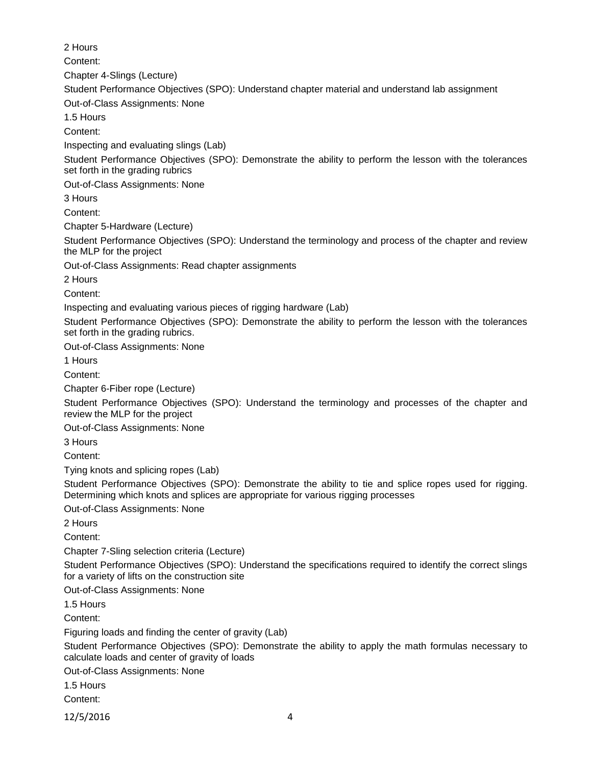2 Hours

Content:

Chapter 4-Slings (Lecture)

Student Performance Objectives (SPO): Understand chapter material and understand lab assignment

Out-of-Class Assignments: None

1.5 Hours

Content:

Inspecting and evaluating slings (Lab)

Student Performance Objectives (SPO): Demonstrate the ability to perform the lesson with the tolerances set forth in the grading rubrics

Out-of-Class Assignments: None

3 Hours

Content:

Chapter 5-Hardware (Lecture)

Student Performance Objectives (SPO): Understand the terminology and process of the chapter and review the MLP for the project

Out-of-Class Assignments: Read chapter assignments

2 Hours

Content:

Inspecting and evaluating various pieces of rigging hardware (Lab)

Student Performance Objectives (SPO): Demonstrate the ability to perform the lesson with the tolerances set forth in the grading rubrics.

Out-of-Class Assignments: None

1 Hours

Content:

Chapter 6-Fiber rope (Lecture)

Student Performance Objectives (SPO): Understand the terminology and processes of the chapter and review the MLP for the project

Out-of-Class Assignments: None

3 Hours

Content:

Tying knots and splicing ropes (Lab)

Student Performance Objectives (SPO): Demonstrate the ability to tie and splice ropes used for rigging. Determining which knots and splices are appropriate for various rigging processes

Out-of-Class Assignments: None

2 Hours

Content:

Chapter 7-Sling selection criteria (Lecture)

Student Performance Objectives (SPO): Understand the specifications required to identify the correct slings for a variety of lifts on the construction site

Out-of-Class Assignments: None

1.5 Hours

Content:

Figuring loads and finding the center of gravity (Lab)

Student Performance Objectives (SPO): Demonstrate the ability to apply the math formulas necessary to calculate loads and center of gravity of loads

Out-of-Class Assignments: None

1.5 Hours

Content: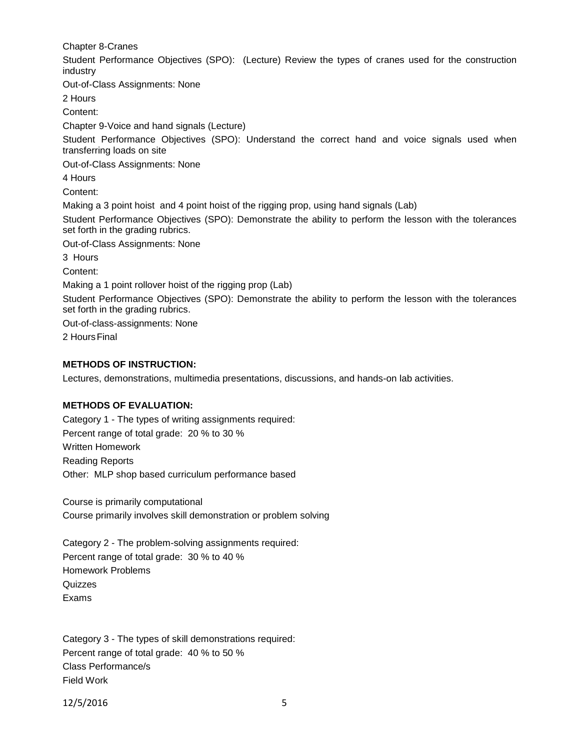Chapter 8-Cranes

Student Performance Objectives (SPO): (Lecture) Review the types of cranes used for the construction industry

Out-of-Class Assignments: None

2 Hours

Content:

Chapter 9-Voice and hand signals (Lecture)

Student Performance Objectives (SPO): Understand the correct hand and voice signals used when transferring loads on site

Out-of-Class Assignments: None

4 Hours

Content:

Making a 3 point hoist and 4 point hoist of the rigging prop, using hand signals (Lab)

Student Performance Objectives (SPO): Demonstrate the ability to perform the lesson with the tolerances set forth in the grading rubrics.

Out-of-Class Assignments: None

3 Hours

Content:

Making a 1 point rollover hoist of the rigging prop (Lab)

Student Performance Objectives (SPO): Demonstrate the ability to perform the lesson with the tolerances set forth in the grading rubrics.

Out-of-class-assignments: None

2 Hours Final

**METHODS OF INSTRUCTION:**

Lectures, demonstrations, multimedia presentations, discussions, and hands-on lab activities.

**METHODS OF EVALUATION:**

Category 1 - The types of writing assignments required:

Percent range of total grade: 20 % to 30 %

Written Homework

Reading Reports

Other: MLP shop based curriculum performance based

Course is primarily computational

Course primarily involves skill demonstration or problem solving

Category 2 - The problem-solving assignments required:

Percent range of total grade: 30 % to 40 %

Homework Problems

Quizzes

Exams

Category 3 - The types of skill demonstrations required:

Percent range of total grade: 40 % to 50 %

Class Performance/s

Field Work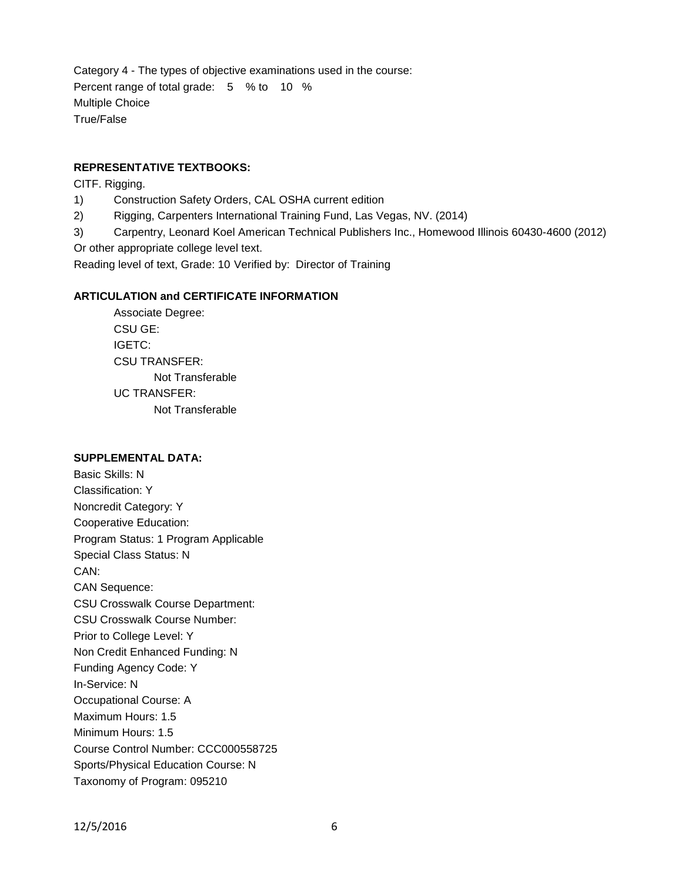Category 4 - The types of objective examinations used in the course:
Percent range of total grade: 5 % to 10 %
Multiple Choice
True/False

**REPRESENTATIVE TEXTBOOKS:**

CITF. Rigging.

1) Construction Safety Orders, CAL OSHA current edition
2) Rigging, Carpenters International Training Fund, Las Vegas, NV. (2014)
3) Carpentry, Leonard Koel American Technical Publishers Inc., Homewood Illinois 60430-4600 (2012)

Or other appropriate college level text.
Reading level of text, Grade: 10 Verified by: Director of Training

**ARTICULATION and CERTIFICATE INFORMATION**

Associate Degree:
CSU GE:
IGETC:
CSU TRANSFER:
Not Transferable
UC TRANSFER:
Not Transferable

**SUPPLEMENTAL DATA:**

Basic Skills: N
Classification: Y
Noncredit Category: Y
Cooperative Education:
Program Status: 1 Program Applicable
Special Class Status: N
CAN:
CAN Sequence:
CSU Crosswalk Course Department:
CSU Crosswalk Course Number:
Prior to College Level: Y
Non Credit Enhanced Funding: N
Funding Agency Code: Y
In-Service: N
Occupational Course: A
Maximum Hours: 1.5
Minimum Hours: 1.5
Course Control Number: CCC000558725
Sports/Physical Education Course: N
Taxonomy of Program: 095210